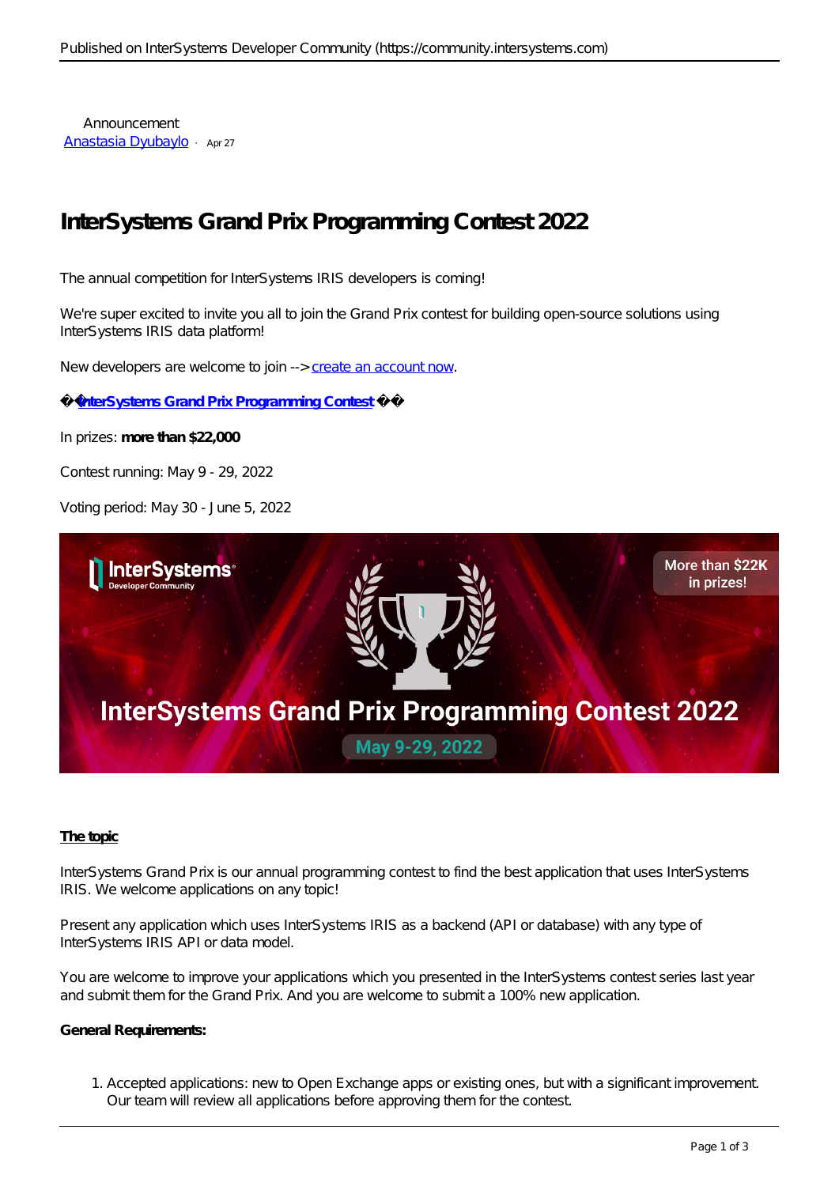Announcement
[Anastasia Dyubaylo](#) · Apr 27

# InterSystems Grand Prix Programming Contest 2022

The annual competition for InterSystems IRIS developers is coming!

We're super excited to invite you all to join the Grand Prix contest for building open-source solutions using InterSystems IRIS data platform!

New developers are welcome to join --> [create an account now](#).

�� **[InterSystems Grand Prix Programming Contest](#)** ��

In prizes: **more than $22,000**

Contest running: May 9 - 29, 2022

Voting period: May 30 - June 5, 2022

**The topic**

InterSystems Grand Prix is our annual programming contest to find the best application that uses InterSystems IRIS. We welcome applications on any topic!

Present any application which uses InterSystems IRIS as a backend (API or database) with any type of InterSystems IRIS API or data model.

You are welcome to improve your applications which you presented in the InterSystems contest series last year and submit them for the Grand Prix. And you are welcome to submit a 100% new application.

**General Requirements:**

1. Accepted applications: new to Open Exchange apps or existing ones, but with a significant improvement. Our team will review all applications before approving them for the contest.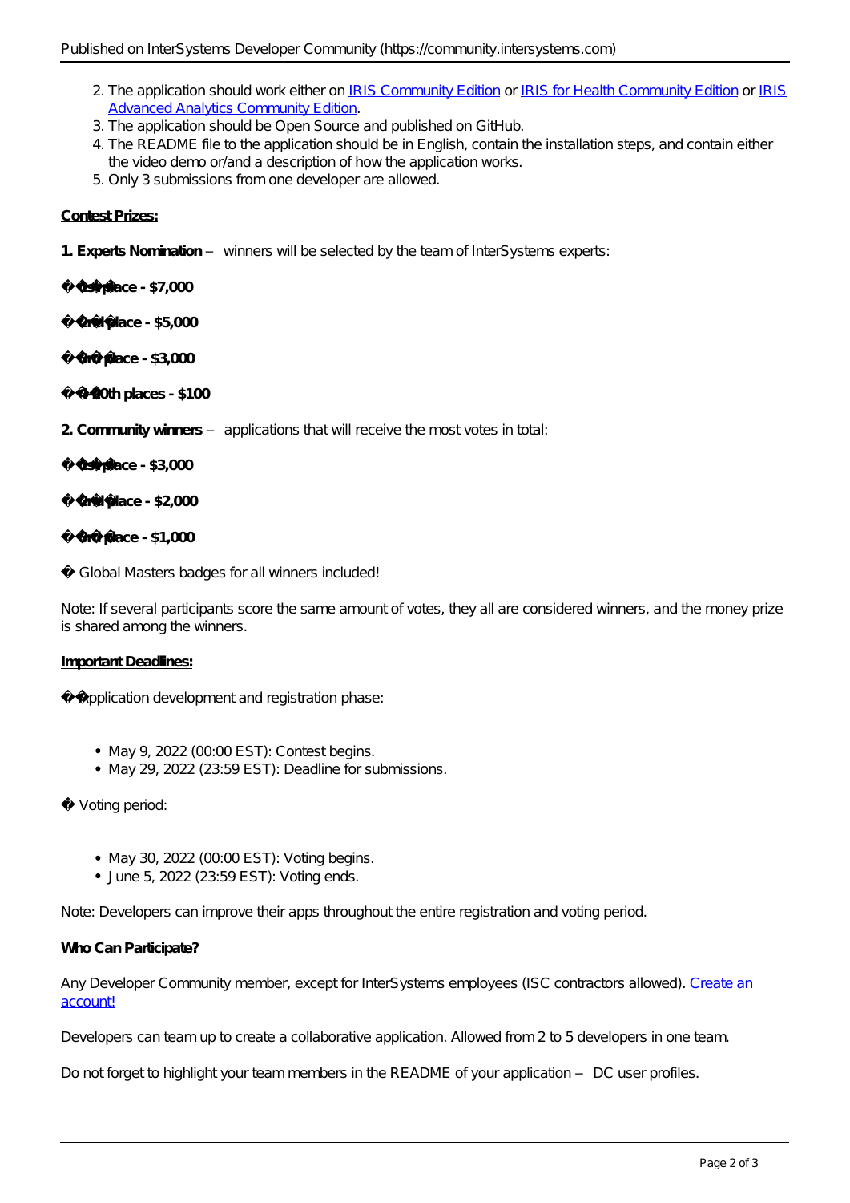2. The application should work either on IRIS Community Edition or IRIS for Health Community Edition or IRIS Advanced Analytics Community Edition.
3. The application should be Open Source and published on GitHub.
4. The README file to the application should be in English, contain the installation steps, and contain either the video demo or/and a description of how the application works.
5. Only 3 submissions from one developer are allowed.

**Contest Prizes:**

**1. Experts Nomination** – winners will be selected by the team of InterSystems experts:

�� **1st place - $7,000**

�� **2nd place - $5,000**

�� **3rd place - $3,000**

�� **4-10th places - $100**

**2. Community winners** – applications that will receive the most votes in total:

�� **1st place - $3,000**

�� **2nd place - $2,000**

�� **3rd place - $1,000**

� Global Masters badges for all winners included!

Note: If several participants score the same amount of votes, they all are considered winners, and the money prize is shared among the winners.

**Important Deadlines:**

�� Application development and registration phase:

- May 9, 2022 (00:00 EST): Contest begins.
- May 29, 2022 (23:59 EST): Deadline for submissions.

� Voting period:

- May 30, 2022 (00:00 EST): Voting begins.
- June 5, 2022 (23:59 EST): Voting ends.

Note: Developers can improve their apps throughout the entire registration and voting period.

**Who Can Participate?**

Any Developer Community member, except for InterSystems employees (ISC contractors allowed). Create an account!

Developers can team up to create a collaborative application. Allowed from 2 to 5 developers in one team.

Do not forget to highlight your team members in the README of your application – DC user profiles.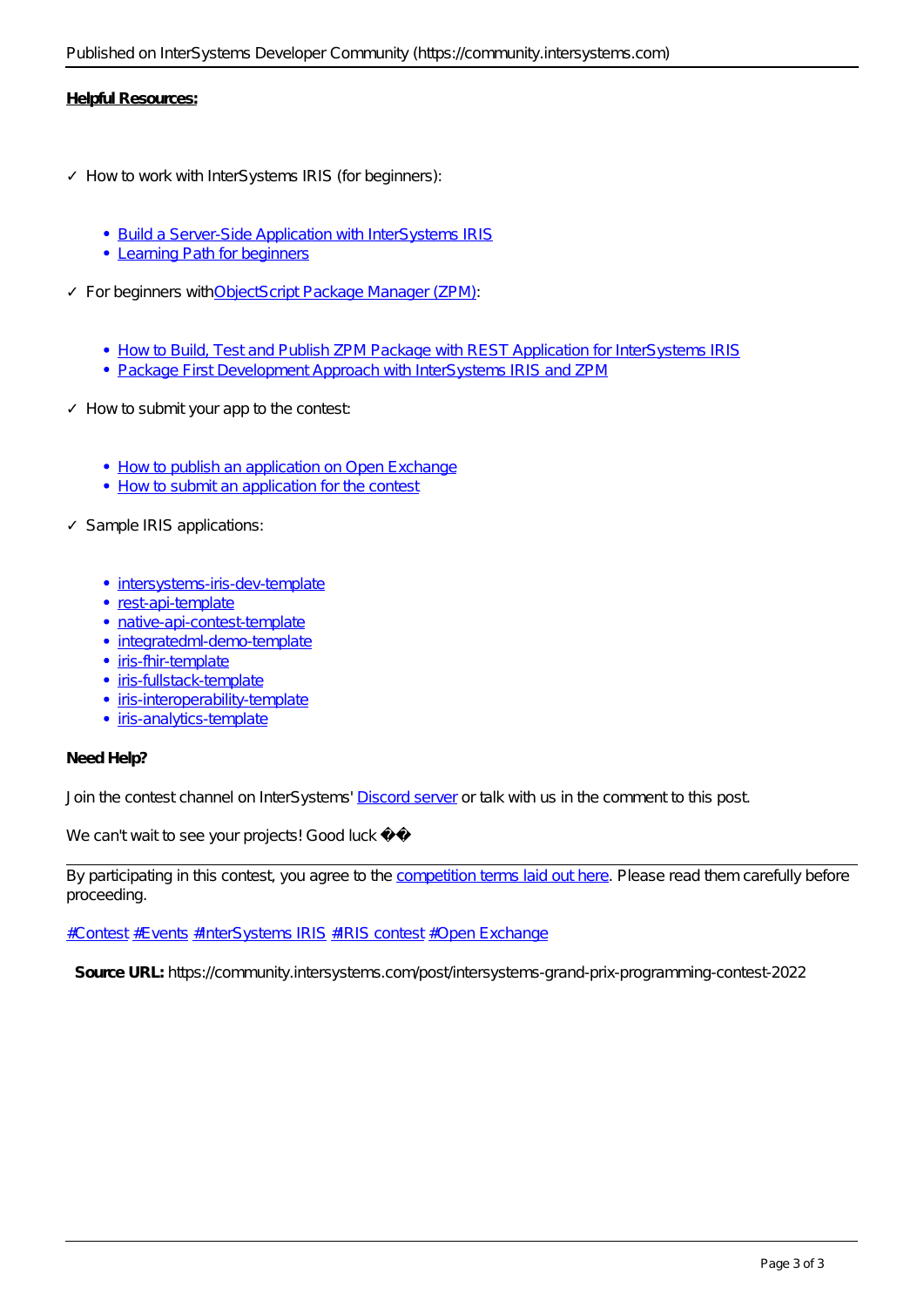**Helpful Resources:**

✓ How to work with InterSystems IRIS (for beginners):

- Build a Server-Side Application with InterSystems IRIS
- Learning Path for beginners

✓ For beginners with ObjectScript Package Manager (ZPM):

- How to Build, Test and Publish ZPM Package with REST Application for InterSystems IRIS
- Package First Development Approach with InterSystems IRIS and ZPM

✓ How to submit your app to the contest:

- How to publish an application on Open Exchange
- How to submit an application for the contest

✓ Sample IRIS applications:

- intersystems-iris-dev-template
- rest-api-template
- native-api-contest-template
- integratedml-demo-template
- iris-fhir-template
- iris-fullstack-template
- iris-interoperability-template
- iris-analytics-template

**Need Help?**

Join the contest channel on InterSystems' Discord server or talk with us in the comment to this post.

We can't wait to see your projects! Good luck ��

---

By participating in this contest, you agree to the competition terms laid out here. Please read them carefully before proceeding.

#Contest #Events #InterSystems IRIS #IRIS contest #Open Exchange

**Source URL:** https://community.intersystems.com/post/intersystems-grand-prix-programming-contest-2022